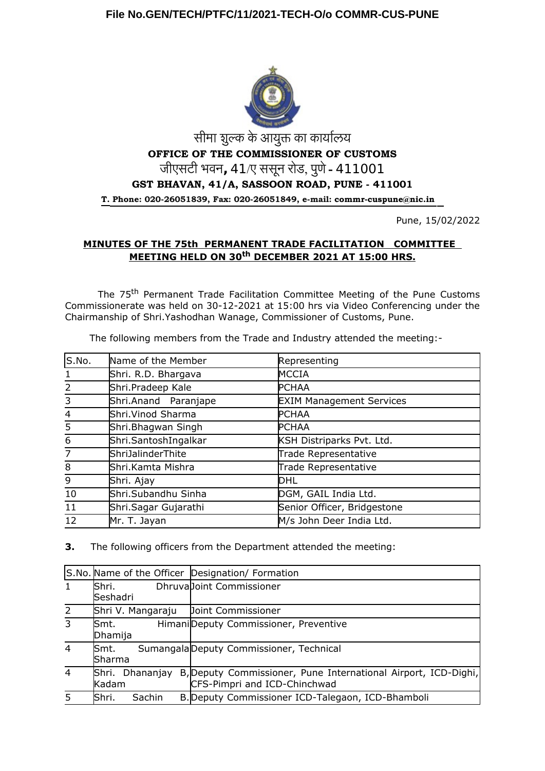File No.GEN/TECH/PTFC/11/2021-TECH-O/o COMMR-CUS-PUNE

सीमा शुल्क के आयुक्त का कार्यालय

**OFFICE OF THE COMMISSIONER OF CUSTOMS**

जीएसटी भवन**,** 41/ए ससून रोड, पुणे - 411001

**GST BHAVAN, 41/A, SASSOON ROAD, PUNE - 411001**

**T. Phone: 020-26051839, Fax: 020-26051849, e-mail: commr-cuspune@nic.in**

Pune, 15/02/2022

**MINUTES OF THE 75th PERMANENT TRADE FACILITATION COMMITTEE MEETING HELD ON 30th DECEMBER 2021 AT 15:00 HRS.**

The 75th Permanent Trade Facilitation Committee Meeting of the Pune Customs Commissionerate was held on 30-12-2021 at 15:00 hrs via Video Conferencing under the Chairmanship of Shri.Yashodhan Wanage, Commissioner of Customs, Pune.

The following members from the Trade and Industry attended the meeting:-

| S.No. | Name of the Member | Representing |
|---|---|---|
| 1 | Shri. R.D. Bhargava | MCCIA |
| 2 | Shri.Pradeep Kale | PCHAA |
| 3 | Shri.Anand Paranjape | EXIM Management Services |
| 4 | Shri.Vinod Sharma | PCHAA |
| 5 | Shri.Bhagwan Singh | PCHAA |
| 6 | Shri.SantoshIngalkar | KSH Distriparks Pvt. Ltd. |
| 7 | ShriJalinderThite | Trade Representative |
| 8 | Shri.Kamta Mishra | Trade Representative |
| 9 | Shri. Ajay | DHL |
| 10 | Shri.Subandhu Sinha | DGM, GAIL India Ltd. |
| 11 | Shri.Sagar Gujarathi | Senior Officer, Bridgestone |
| 12 | Mr. T. Jayan | M/s John Deer India Ltd. |

**3.** The following officers from the Department attended the meeting:

| S.No. | Name of the Officer | Designation/ Formation |
|---|---|---|
| 1 | Shri. Dhruva Seshadri | Joint Commissioner |
| 2 | Shri V. Mangaraju | Joint Commissioner |
| 3 | Smt. Himani Dhamija | Deputy Commissioner, Preventive |
| 4 | Smt. Sumangala Sharma | Deputy Commissioner, Technical |
| 4 | Shri. Dhananjay B, Kadam | Deputy Commissioner, Pune International Airport, ICD-Dighi, CFS-Pimpri and ICD-Chinchwad |
| 5 | Shri. Sachin B. | Deputy Commissioner ICD-Talegaon, ICD-Bhamboli |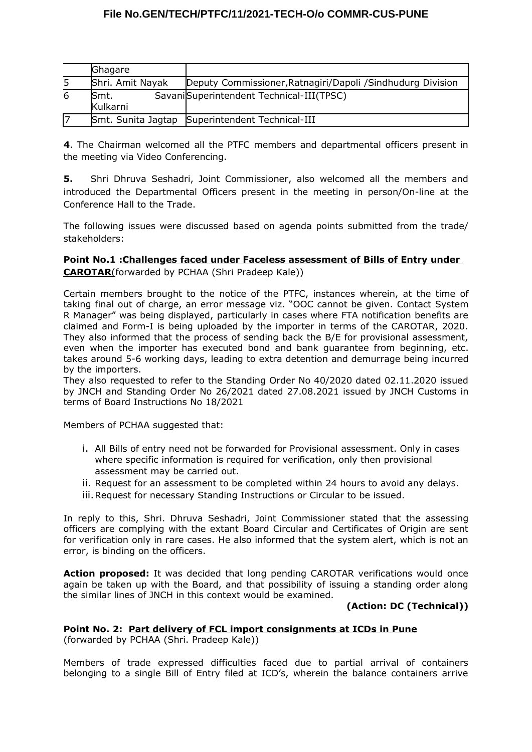|   | Ghagare |   |
|---|---|---|
| 5 | Shri. Amit Nayak | Deputy Commissioner,Ratnagiri/Dapoli /Sindhudurg Division |
| 6 | Smt. Savani Kulkarni | Superintendent Technical-III(TPSC) |
| 7 | Smt. Sunita Jagtap | Superintendent Technical-III |

**4**. The Chairman welcomed all the PTFC members and departmental officers present in the meeting via Video Conferencing.

**5.** Shri Dhruva Seshadri, Joint Commissioner, also welcomed all the members and introduced the Departmental Officers present in the meeting in person/On-line at the Conference Hall to the Trade.

The following issues were discussed based on agenda points submitted from the trade/ stakeholders:

**Point No.1 :Challenges faced under Faceless assessment of Bills of Entry under CAROTAR**(forwarded by PCHAA (Shri Pradeep Kale))

Certain members brought to the notice of the PTFC, instances wherein, at the time of taking final out of charge, an error message viz. "OOC cannot be given. Contact System R Manager" was being displayed, particularly in cases where FTA notification benefits are claimed and Form-I is being uploaded by the importer in terms of the CAROTAR, 2020. They also informed that the process of sending back the B/E for provisional assessment, even when the importer has executed bond and bank guarantee from beginning, etc. takes around 5-6 working days, leading to extra detention and demurrage being incurred by the importers.
They also requested to refer to the Standing Order No 40/2020 dated 02.11.2020 issued by JNCH and Standing Order No 26/2021 dated 27.08.2021 issued by JNCH Customs in terms of Board Instructions No 18/2021

Members of PCHAA suggested that:

i. All Bills of entry need not be forwarded for Provisional assessment. Only in cases where specific information is required for verification, only then provisional assessment may be carried out.
ii. Request for an assessment to be completed within 24 hours to avoid any delays.
iii. Request for necessary Standing Instructions or Circular to be issued.

In reply to this, Shri. Dhruva Seshadri, Joint Commissioner stated that the assessing officers are complying with the extant Board Circular and Certificates of Origin are sent for verification only in rare cases. He also informed that the system alert, which is not an error, is binding on the officers.

**Action proposed:** It was decided that long pending CAROTAR verifications would once again be taken up with the Board, and that possibility of issuing a standing order along the similar lines of JNCH in this context would be examined.

**(Action: DC (Technical))**

**Point No. 2: Part delivery of FCL import consignments at ICDs in Pune** (forwarded by PCHAA (Shri. Pradeep Kale))

Members of trade expressed difficulties faced due to partial arrival of containers belonging to a single Bill of Entry filed at ICD's, wherein the balance containers arrive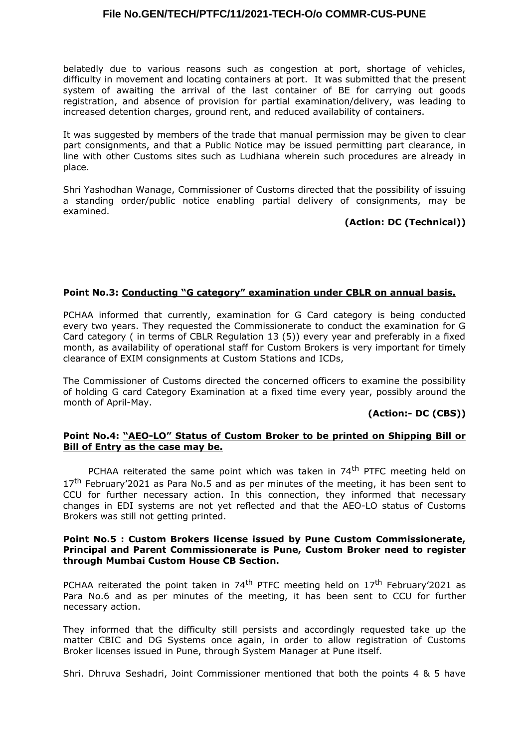belatedly due to various reasons such as congestion at port, shortage of vehicles, difficulty in movement and locating containers at port. It was submitted that the present system of awaiting the arrival of the last container of BE for carrying out goods registration, and absence of provision for partial examination/delivery, was leading to increased detention charges, ground rent, and reduced availability of containers.

It was suggested by members of the trade that manual permission may be given to clear part consignments, and that a Public Notice may be issued permitting part clearance, in line with other Customs sites such as Ludhiana wherein such procedures are already in place.

Shri Yashodhan Wanage, Commissioner of Customs directed that the possibility of issuing a standing order/public notice enabling partial delivery of consignments, may be examined.

**(Action: DC (Technical))**

**Point No.3: <u>Conducting "G category" examination under CBLR on annual basis.</u>**

PCHAA informed that currently, examination for G Card category is being conducted every two years. They requested the Commissionerate to conduct the examination for G Card category ( in terms of CBLR Regulation 13 (5)) every year and preferably in a fixed month, as availability of operational staff for Custom Brokers is very important for timely clearance of EXIM consignments at Custom Stations and ICDs,

The Commissioner of Customs directed the concerned officers to examine the possibility of holding G card Category Examination at a fixed time every year, possibly around the month of April-May.

**(Action:- DC (CBS))**

**Point No.4: <u>"AEO-LO" Status of Custom Broker to be printed on Shipping Bill or Bill of Entry as the case may be.</u>**

PCHAA reiterated the same point which was taken in 74th PTFC meeting held on 17th February'2021 as Para No.5 and as per minutes of the meeting, it has been sent to CCU for further necessary action. In this connection, they informed that necessary changes in EDI systems are not yet reflected and that the AEO-LO status of Customs Brokers was still not getting printed.

**Point No.5 <u>: Custom Brokers license issued by Pune Custom Commissionerate, Principal and Parent Commissionerate is Pune, Custom Broker need to register through Mumbai Custom House CB Section.</u>**

PCHAA reiterated the point taken in 74th PTFC meeting held on 17th February'2021 as Para No.6 and as per minutes of the meeting, it has been sent to CCU for further necessary action.

They informed that the difficulty still persists and accordingly requested take up the matter CBIC and DG Systems once again, in order to allow registration of Customs Broker licenses issued in Pune, through System Manager at Pune itself.

Shri. Dhruva Seshadri, Joint Commissioner mentioned that both the points 4 & 5 have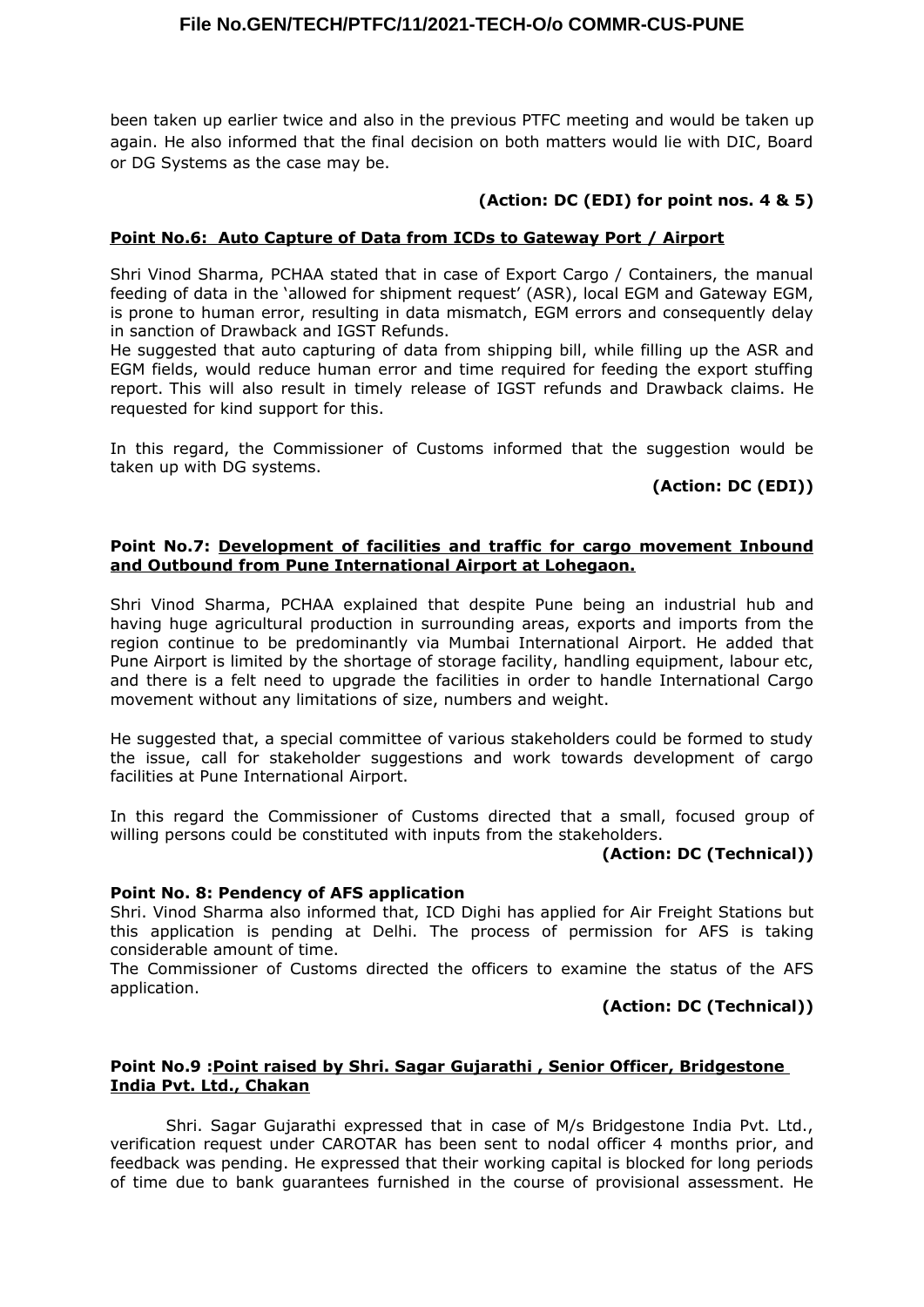been taken up earlier twice and also in the previous PTFC meeting and would be taken up again. He also informed that the final decision on both matters would lie with DIC, Board or DG Systems as the case may be.

**(Action: DC (EDI) for point nos. 4 & 5)**

**Point No.6: Auto Capture of Data from ICDs to Gateway Port / Airport**

Shri Vinod Sharma, PCHAA stated that in case of Export Cargo / Containers, the manual feeding of data in the 'allowed for shipment request' (ASR), local EGM and Gateway EGM, is prone to human error, resulting in data mismatch, EGM errors and consequently delay in sanction of Drawback and IGST Refunds.

He suggested that auto capturing of data from shipping bill, while filling up the ASR and EGM fields, would reduce human error and time required for feeding the export stuffing report. This will also result in timely release of IGST refunds and Drawback claims. He requested for kind support for this.

In this regard, the Commissioner of Customs informed that the suggestion would be taken up with DG systems.

**(Action: DC (EDI))**

**Point No.7: Development of facilities and traffic for cargo movement Inbound and Outbound from Pune International Airport at Lohegaon.**

Shri Vinod Sharma, PCHAA explained that despite Pune being an industrial hub and having huge agricultural production in surrounding areas, exports and imports from the region continue to be predominantly via Mumbai International Airport. He added that Pune Airport is limited by the shortage of storage facility, handling equipment, labour etc, and there is a felt need to upgrade the facilities in order to handle International Cargo movement without any limitations of size, numbers and weight.

He suggested that, a special committee of various stakeholders could be formed to study the issue, call for stakeholder suggestions and work towards development of cargo facilities at Pune International Airport.

In this regard the Commissioner of Customs directed that a small, focused group of willing persons could be constituted with inputs from the stakeholders.

**(Action: DC (Technical))**

**Point No. 8: Pendency of AFS application**

Shri. Vinod Sharma also informed that, ICD Dighi has applied for Air Freight Stations but this application is pending at Delhi. The process of permission for AFS is taking considerable amount of time.

The Commissioner of Customs directed the officers to examine the status of the AFS application.

**(Action: DC (Technical))**

**Point No.9 : Point raised by Shri. Sagar Gujarathi , Senior Officer, Bridgestone India Pvt. Ltd., Chakan**

Shri. Sagar Gujarathi expressed that in case of M/s Bridgestone India Pvt. Ltd., verification request under CAROTAR has been sent to nodal officer 4 months prior, and feedback was pending. He expressed that their working capital is blocked for long periods of time due to bank guarantees furnished in the course of provisional assessment. He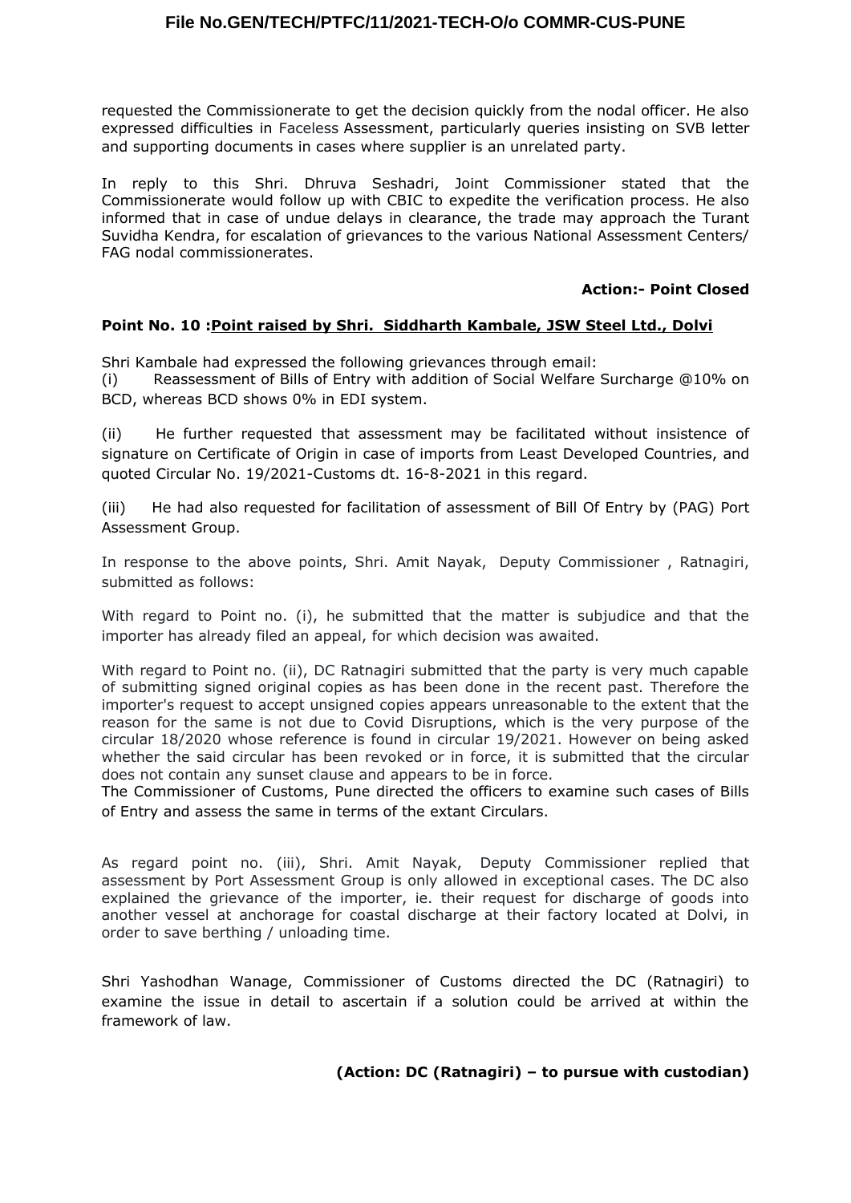requested the Commissionerate to get the decision quickly from the nodal officer. He also expressed difficulties in Faceless Assessment, particularly queries insisting on SVB letter and supporting documents in cases where supplier is an unrelated party.

In reply to this Shri. Dhruva Seshadri, Joint Commissioner stated that the Commissionerate would follow up with CBIC to expedite the verification process. He also informed that in case of undue delays in clearance, the trade may approach the Turant Suvidha Kendra, for escalation of grievances to the various National Assessment Centers/ FAG nodal commissionerates.

**Action:- Point Closed**

**Point No. 10 :Point raised by Shri. Siddharth Kambale, JSW Steel Ltd., Dolvi**

Shri Kambale had expressed the following grievances through email:

(i) Reassessment of Bills of Entry with addition of Social Welfare Surcharge @10% on BCD, whereas BCD shows 0% in EDI system.

(ii) He further requested that assessment may be facilitated without insistence of signature on Certificate of Origin in case of imports from Least Developed Countries, and quoted Circular No. 19/2021-Customs dt. 16-8-2021 in this regard.

(iii) He had also requested for facilitation of assessment of Bill Of Entry by (PAG) Port Assessment Group.

In response to the above points, Shri. Amit Nayak, Deputy Commissioner , Ratnagiri, submitted as follows:

With regard to Point no. (i), he submitted that the matter is subjudice and that the importer has already filed an appeal, for which decision was awaited.

With regard to Point no. (ii), DC Ratnagiri submitted that the party is very much capable of submitting signed original copies as has been done in the recent past. Therefore the importer's request to accept unsigned copies appears unreasonable to the extent that the reason for the same is not due to Covid Disruptions, which is the very purpose of the circular 18/2020 whose reference is found in circular 19/2021. However on being asked whether the said circular has been revoked or in force, it is submitted that the circular does not contain any sunset clause and appears to be in force.

The Commissioner of Customs, Pune directed the officers to examine such cases of Bills of Entry and assess the same in terms of the extant Circulars.

As regard point no. (iii), Shri. Amit Nayak, Deputy Commissioner replied that assessment by Port Assessment Group is only allowed in exceptional cases. The DC also explained the grievance of the importer, ie. their request for discharge of goods into another vessel at anchorage for coastal discharge at their factory located at Dolvi, in order to save berthing / unloading time.

Shri Yashodhan Wanage, Commissioner of Customs directed the DC (Ratnagiri) to examine the issue in detail to ascertain if a solution could be arrived at within the framework of law.

**(Action: DC (Ratnagiri) – to pursue with custodian)**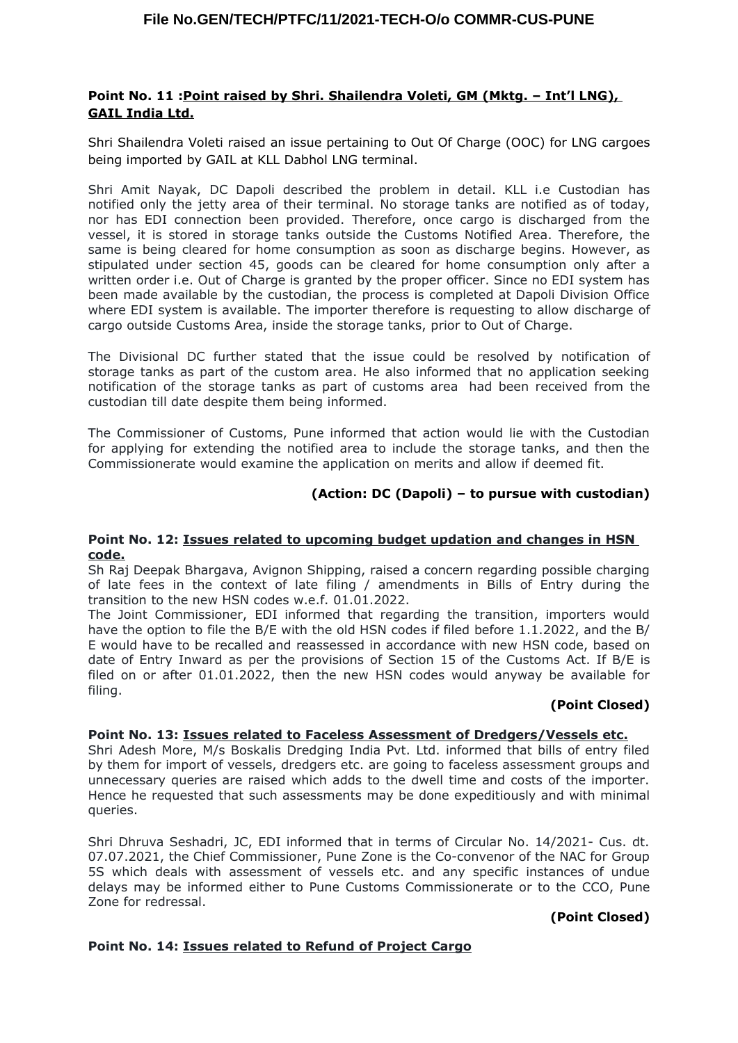**Point No. 11 :Point raised by Shri. Shailendra Voleti, GM (Mktg. – Int'l LNG), GAIL India Ltd.**

Shri Shailendra Voleti raised an issue pertaining to Out Of Charge (OOC) for LNG cargoes being imported by GAIL at KLL Dabhol LNG terminal.

Shri Amit Nayak, DC Dapoli described the problem in detail. KLL i.e Custodian has notified only the jetty area of their terminal. No storage tanks are notified as of today, nor has EDI connection been provided. Therefore, once cargo is discharged from the vessel, it is stored in storage tanks outside the Customs Notified Area. Therefore, the same is being cleared for home consumption as soon as discharge begins. However, as stipulated under section 45, goods can be cleared for home consumption only after a written order i.e. Out of Charge is granted by the proper officer. Since no EDI system has been made available by the custodian, the process is completed at Dapoli Division Office where EDI system is available. The importer therefore is requesting to allow discharge of cargo outside Customs Area, inside the storage tanks, prior to Out of Charge.

The Divisional DC further stated that the issue could be resolved by notification of storage tanks as part of the custom area. He also informed that no application seeking notification of the storage tanks as part of customs area had been received from the custodian till date despite them being informed.

The Commissioner of Customs, Pune informed that action would lie with the Custodian for applying for extending the notified area to include the storage tanks, and then the Commissionerate would examine the application on merits and allow if deemed fit.

**(Action: DC (Dapoli) – to pursue with custodian)**

**Point No. 12: Issues related to upcoming budget updation and changes in HSN code.**

Sh Raj Deepak Bhargava, Avignon Shipping, raised a concern regarding possible charging of late fees in the context of late filing / amendments in Bills of Entry during the transition to the new HSN codes w.e.f. 01.01.2022.

The Joint Commissioner, EDI informed that regarding the transition, importers would have the option to file the B/E with the old HSN codes if filed before 1.1.2022, and the B/E would have to be recalled and reassessed in accordance with new HSN code, based on date of Entry Inward as per the provisions of Section 15 of the Customs Act. If B/E is filed on or after 01.01.2022, then the new HSN codes would anyway be available for filing.

**(Point Closed)**

**Point No. 13: Issues related to Faceless Assessment of Dredgers/Vessels etc.**

Shri Adesh More, M/s Boskalis Dredging India Pvt. Ltd. informed that bills of entry filed by them for import of vessels, dredgers etc. are going to faceless assessment groups and unnecessary queries are raised which adds to the dwell time and costs of the importer. Hence he requested that such assessments may be done expeditiously and with minimal queries.

Shri Dhruva Seshadri, JC, EDI informed that in terms of Circular No. 14/2021- Cus. dt. 07.07.2021, the Chief Commissioner, Pune Zone is the Co-convenor of the NAC for Group 5S which deals with assessment of vessels etc. and any specific instances of undue delays may be informed either to Pune Customs Commissionerate or to the CCO, Pune Zone for redressal.

**(Point Closed)**

**Point No. 14: Issues related to Refund of Project Cargo**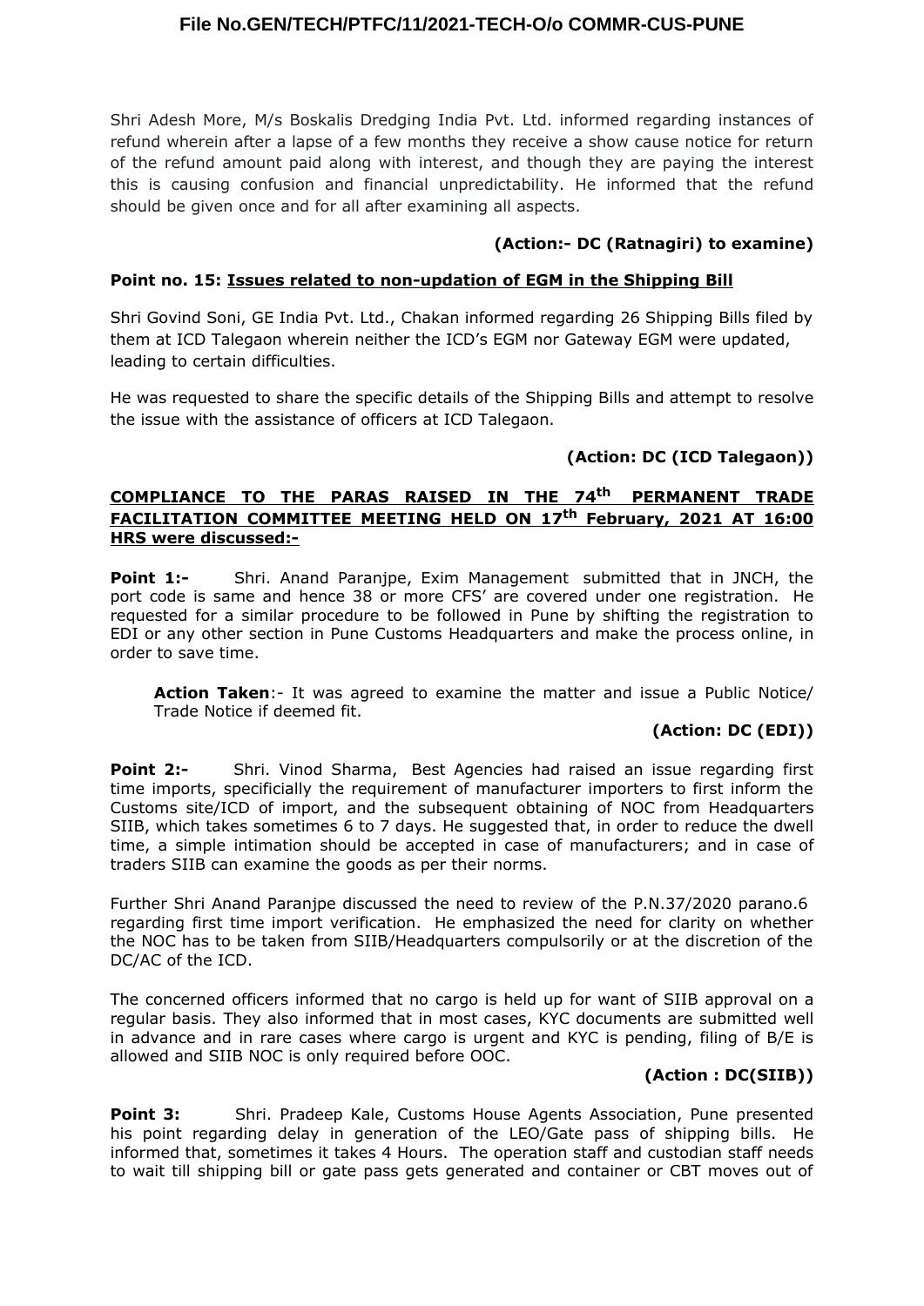Shri Adesh More, M/s Boskalis Dredging India Pvt. Ltd. informed regarding instances of refund wherein after a lapse of a few months they receive a show cause notice for return of the refund amount paid along with interest, and though they are paying the interest this is causing confusion and financial unpredictability. He informed that the refund should be given once and for all after examining all aspects.

**(Action:- DC (Ratnagiri) to examine)**

**Point no. 15: <u>Issues related to non-updation of EGM in the Shipping Bill</u>**

Shri Govind Soni, GE India Pvt. Ltd., Chakan informed regarding 26 Shipping Bills filed by them at ICD Talegaon wherein neither the ICD's EGM nor Gateway EGM were updated, leading to certain difficulties.

He was requested to share the specific details of the Shipping Bills and attempt to resolve the issue with the assistance of officers at ICD Talegaon.

**(Action: DC (ICD Talegaon))**

**<u>COMPLIANCE TO THE PARAS RAISED IN THE 74th PERMANENT TRADE FACILITATION COMMITTEE MEETING HELD ON 17th February, 2021 AT 16:00 HRS were discussed:-</u>**

**Point 1:-** Shri. Anand Paranjpe, Exim Management submitted that in JNCH, the port code is same and hence 38 or more CFS' are covered under one registration. He requested for a similar procedure to be followed in Pune by shifting the registration to EDI or any other section in Pune Customs Headquarters and make the process online, in order to save time.

> **Action Taken**:- It was agreed to examine the matter and issue a Public Notice/ Trade Notice if deemed fit.

**(Action: DC (EDI))**

**Point 2:-** Shri. Vinod Sharma, Best Agencies had raised an issue regarding first time imports, specificially the requirement of manufacturer importers to first inform the Customs site/ICD of import, and the subsequent obtaining of NOC from Headquarters SIIB, which takes sometimes 6 to 7 days. He suggested that, in order to reduce the dwell time, a simple intimation should be accepted in case of manufacturers; and in case of traders SIIB can examine the goods as per their norms.

Further Shri Anand Paranjpe discussed the need to review of the P.N.37/2020 parano.6 regarding first time import verification. He emphasized the need for clarity on whether the NOC has to be taken from SIIB/Headquarters compulsorily or at the discretion of the DC/AC of the ICD.

The concerned officers informed that no cargo is held up for want of SIIB approval on a regular basis. They also informed that in most cases, KYC documents are submitted well in advance and in rare cases where cargo is urgent and KYC is pending, filing of B/E is allowed and SIIB NOC is only required before OOC.

**(Action : DC(SIIB))**

**Point 3:** Shri. Pradeep Kale, Customs House Agents Association, Pune presented his point regarding delay in generation of the LEO/Gate pass of shipping bills. He informed that, sometimes it takes 4 Hours. The operation staff and custodian staff needs to wait till shipping bill or gate pass gets generated and container or CBT moves out of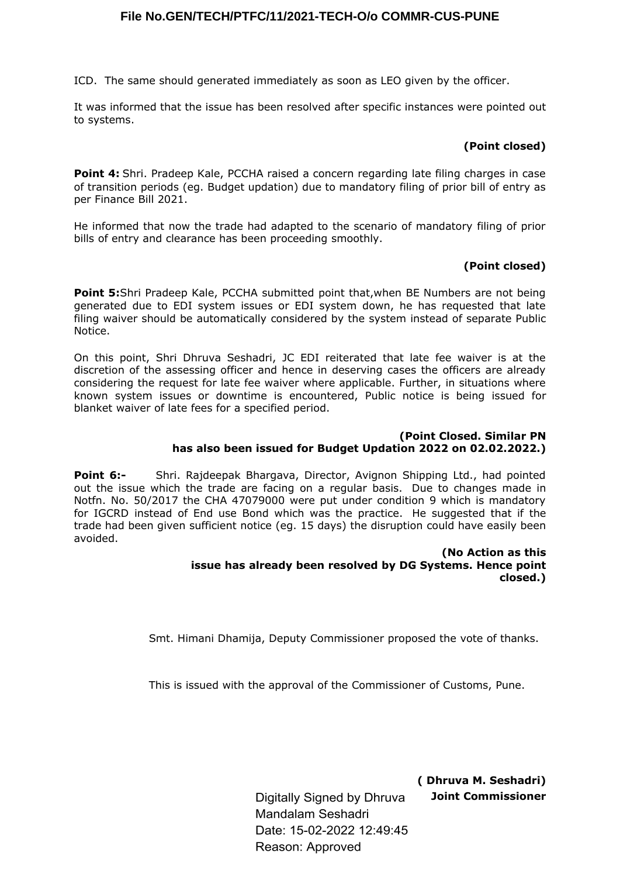ICD. The same should generated immediately as soon as LEO given by the officer.

It was informed that the issue has been resolved after specific instances were pointed out to systems.

**(Point closed)**

**Point 4:** Shri. Pradeep Kale, PCCHA raised a concern regarding late filing charges in case of transition periods (eg. Budget updation) due to mandatory filing of prior bill of entry as per Finance Bill 2021.

He informed that now the trade had adapted to the scenario of mandatory filing of prior bills of entry and clearance has been proceeding smoothly.

**(Point closed)**

**Point 5:**Shri Pradeep Kale, PCCHA submitted point that,when BE Numbers are not being generated due to EDI system issues or EDI system down, he has requested that late filing waiver should be automatically considered by the system instead of separate Public Notice.

On this point, Shri Dhruva Seshadri, JC EDI reiterated that late fee waiver is at the discretion of the assessing officer and hence in deserving cases the officers are already considering the request for late fee waiver where applicable. Further, in situations where known system issues or downtime is encountered, Public notice is being issued for blanket waiver of late fees for a specified period.

**(Point Closed. Similar PN has also been issued for Budget Updation 2022 on 02.02.2022.)**

**Point 6:-** Shri. Rajdeepak Bhargava, Director, Avignon Shipping Ltd., had pointed out the issue which the trade are facing on a regular basis. Due to changes made in Notfn. No. 50/2017 the CHA 47079000 were put under condition 9 which is mandatory for IGCRD instead of End use Bond which was the practice. He suggested that if the trade had been given sufficient notice (eg. 15 days) the disruption could have easily been avoided.

**(No Action as this issue has already been resolved by DG Systems. Hence point closed.)**

Smt. Himani Dhamija, Deputy Commissioner proposed the vote of thanks.

This is issued with the approval of the Commissioner of Customs, Pune.

**( Dhruva M. Seshadri)**
**Joint Commissioner**

Digitally Signed by Dhruva Mandalam Seshadri
Date: 15-02-2022 12:49:45
Reason: Approved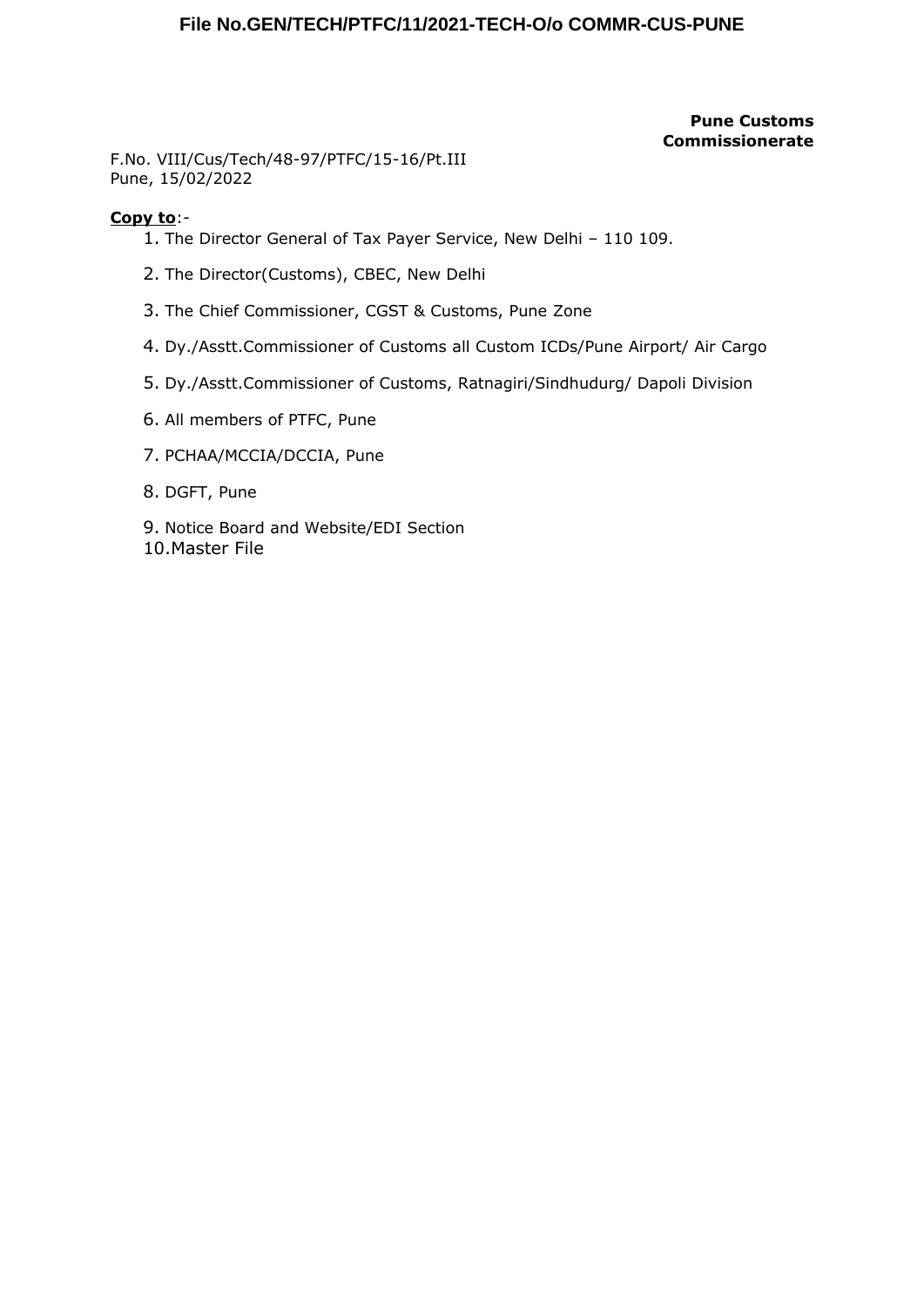**Pune Customs Commissionerate**

F.No. VIII/Cus/Tech/48-97/PTFC/15-16/Pt.III
Pune, 15/02/2022

**Copy to**:-

1. The Director General of Tax Payer Service, New Delhi – 110 109.
2. The Director(Customs), CBEC, New Delhi
3. The Chief Commissioner, CGST & Customs, Pune Zone
4. Dy./Asstt.Commissioner of Customs all Custom ICDs/Pune Airport/ Air Cargo
5. Dy./Asstt.Commissioner of Customs, Ratnagiri/Sindhudurg/ Dapoli Division
6. All members of PTFC, Pune
7. PCHAA/MCCIA/DCCIA, Pune
8. DGFT, Pune
9. Notice Board and Website/EDI Section
10. Master File